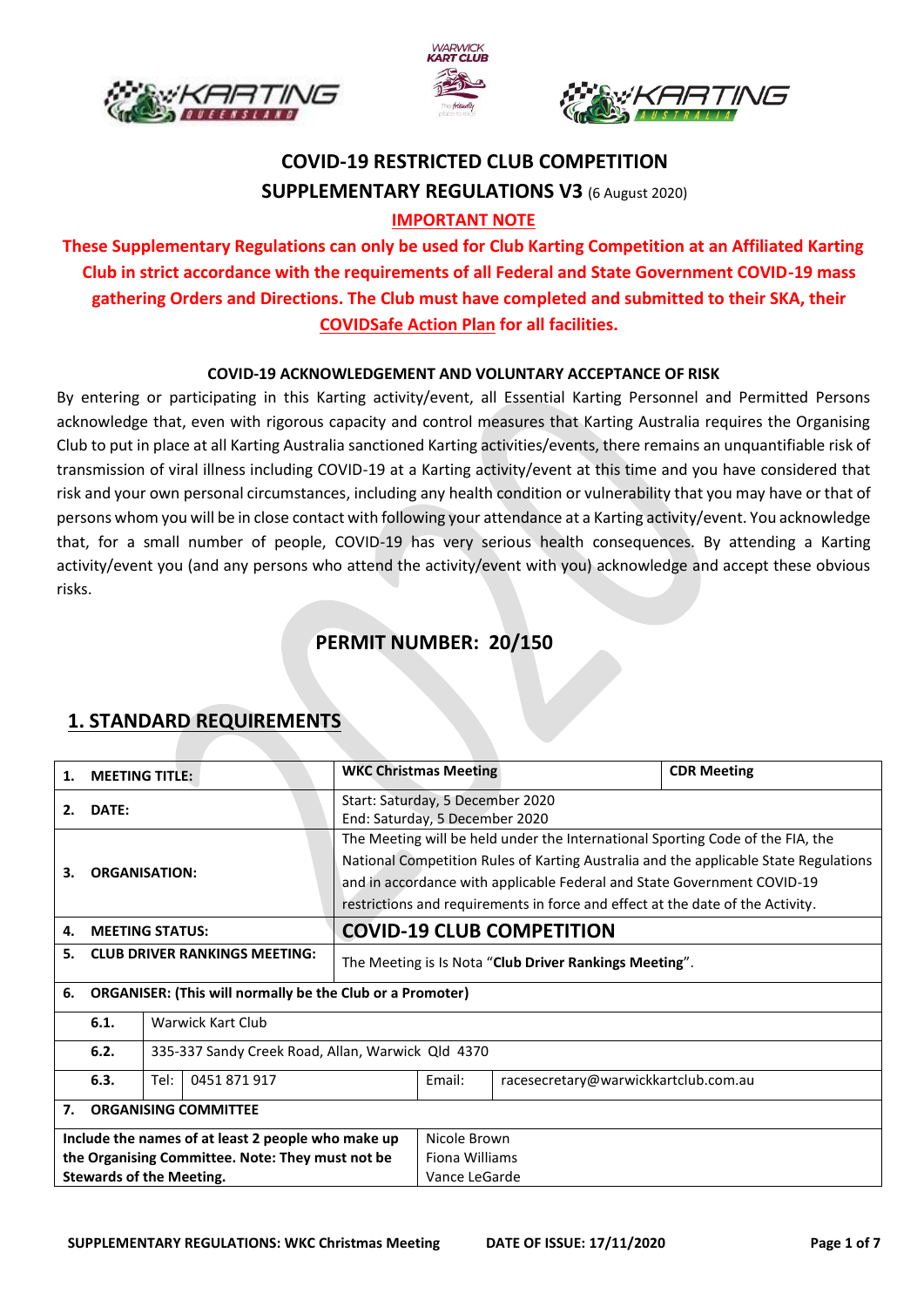# COVID-19 RESTRICTED CLUB COMPETITION

## SUPPLEMENTARY REGULATIONS V3 (6 August 2020)

**IMPORTANT NOTE**

**These Supplementary Regulations can only be used for Club Karting Competition at an Affiliated Karting Club in strict accordance with the requirements of all Federal and State Government COVID-19 mass gathering Orders and Directions. The Club must have completed and submitted to their SKA, their COVIDSafe Action Plan for all facilities.**

**COVID-19 ACKNOWLEDGEMENT AND VOLUNTARY ACCEPTANCE OF RISK**

By entering or participating in this Karting activity/event, all Essential Karting Personnel and Permitted Persons acknowledge that, even with rigorous capacity and control measures that Karting Australia requires the Organising Club to put in place at all Karting Australia sanctioned Karting activities/events, there remains an unquantifiable risk of transmission of viral illness including COVID-19 at a Karting activity/event at this time and you have considered that risk and your own personal circumstances, including any health condition or vulnerability that you may have or that of persons whom you will be in close contact with following your attendance at a Karting activity/event. You acknowledge that, for a small number of people, COVID-19 has very serious health consequences. By attending a Karting activity/event you (and any persons who attend the activity/event with you) acknowledge and accept these obvious risks.

## PERMIT NUMBER: 20/150

## 1. STANDARD REQUIREMENTS

| | | | | |
|---|---|---|---|---|
| **1.** | **MEETING TITLE:** | **WKC Christmas Meeting** | | **CDR Meeting** |
| **2.** | **DATE:** | Start: Saturday, 5 December 2020<br>End: Saturday, 5 December 2020 | | |
| **3.** | **ORGANISATION:** | The Meeting will be held under the International Sporting Code of the FIA, the National Competition Rules of Karting Australia and the applicable State Regulations and in accordance with applicable Federal and State Government COVID-19 restrictions and requirements in force and effect at the date of the Activity. | | |
| **4.** | **MEETING STATUS:** | **COVID-19 CLUB COMPETITION** | | |
| **5.** | **CLUB DRIVER RANKINGS MEETING:** | The Meeting is Is Nota "**Club Driver Rankings Meeting**". | | |
| **6.** | **ORGANISER: (This will normally be the Club or a Promoter)** | | | |
| **6.1.** | Warwick Kart Club | | | |
| **6.2.** | 335-337 Sandy Creek Road, Allan, Warwick Qld 4370 | | | |
| **6.3.** | Tel: 0451 871 917 | | Email: | racesecretary@warwickkartclub.com.au |
| **7.** | **ORGANISING COMMITTEE** | | | |
| **Include the names of at least 2 people who make up the Organising Committee. Note: They must not be Stewards of the Meeting.** | | Nicole Brown<br>Fiona Williams<br>Vance LeGarde | | |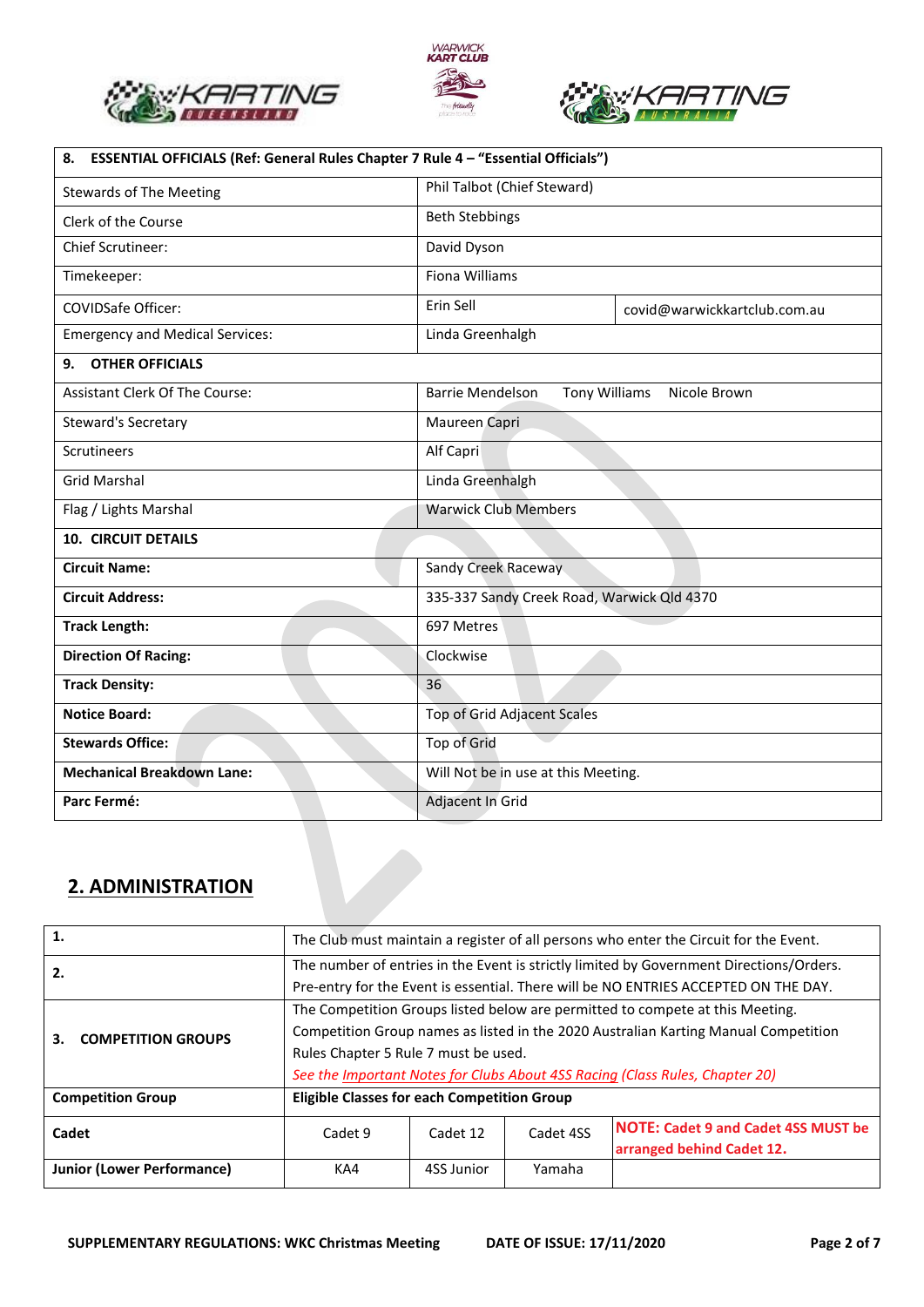| **8. ESSENTIAL OFFICIALS (Ref: General Rules Chapter 7 Rule 4 – "Essential Officials")** | | |
|---|---|---|
| Stewards of The Meeting | Phil Talbot (Chief Steward) | |
| Clerk of the Course | Beth Stebbings | |
| Chief Scrutineer: | David Dyson | |
| Timekeeper: | Fiona Williams | |
| COVIDSafe Officer: | Erin Sell | covid@warwickkartclub.com.au |
| Emergency and Medical Services: | Linda Greenhalgh | |
| **9. OTHER OFFICIALS** | | |
| Assistant Clerk Of The Course: | Barrie Mendelson Tony Williams Nicole Brown | |
| Steward's Secretary | Maureen Capri | |
| Scrutineers | Alf Capri | |
| Grid Marshal | Linda Greenhalgh | |
| Flag / Lights Marshal | Warwick Club Members | |
| **10. CIRCUIT DETAILS** | | |
| **Circuit Name:** | Sandy Creek Raceway | |
| **Circuit Address:** | 335-337 Sandy Creek Road, Warwick Qld 4370 | |
| **Track Length:** | 697 Metres | |
| **Direction Of Racing:** | Clockwise | |
| **Track Density:** | 36 | |
| **Notice Board:** | Top of Grid Adjacent Scales | |
| **Stewards Office:** | Top of Grid | |
| **Mechanical Breakdown Lane:** | Will Not be in use at this Meeting. | |
| **Parc Fermé:** | Adjacent In Grid | |

## 2. ADMINISTRATION

| **1.** | The Club must maintain a register of all persons who enter the Circuit for the Event. | | | |
|---|---|---|---|---|
| **2.** | The number of entries in the Event is strictly limited by Government Directions/Orders. Pre-entry for the Event is essential. There will be NO ENTRIES ACCEPTED ON THE DAY. | | | |
| **3. COMPETITION GROUPS** | The Competition Groups listed below are permitted to compete at this Meeting. Competition Group names as listed in the 2020 Australian Karting Manual Competition Rules Chapter 5 Rule 7 must be used. *See the Important Notes for Clubs About 4SS Racing (Class Rules, Chapter 20)* | | | |
| **Competition Group** | **Eligible Classes for each Competition Group** | | | |
| **Cadet** | Cadet 9 | Cadet 12 | Cadet 4SS | **NOTE: Cadet 9 and Cadet 4SS MUST be arranged behind Cadet 12.** |
| **Junior (Lower Performance)** | KA4 | 4SS Junior | Yamaha | |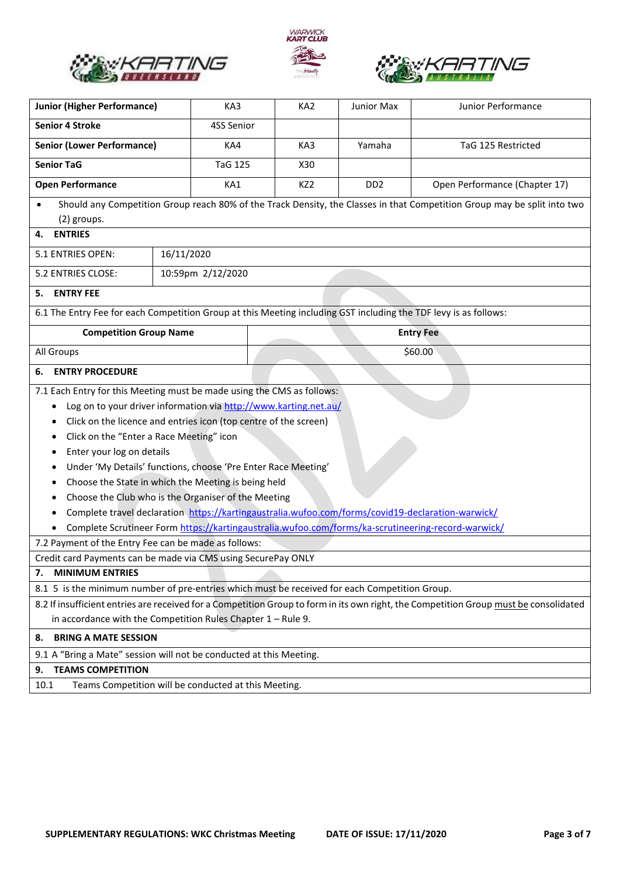| Junior (Higher Performance) | KA3 | KA2 | Junior Max | Junior Performance |
|---|---|---|---|---|
| Senior 4 Stroke | 4SS Senior | | | |
| Senior (Lower Performance) | KA4 | KA3 | Yamaha | TaG 125 Restricted |
| Senior TaG | TaG 125 | X30 | | |
| Open Performance | KA1 | KZ2 | DD2 | Open Performance (Chapter 17) |

- Should any Competition Group reach 80% of the Track Density, the Classes in that Competition Group may be split into two (2) groups.

## 4. ENTRIES

| | |
|---|---|
| 5.1 ENTRIES OPEN: | 16/11/2020 |
| 5.2 ENTRIES CLOSE: | 10:59pm 2/12/2020 |

## 5. ENTRY FEE

6.1 The Entry Fee for each Competition Group at this Meeting including GST including the TDF levy is as follows:

| Competition Group Name | Entry Fee |
|---|---|
| All Groups | $60.00 |

## 6. ENTRY PROCEDURE

7.1 Each Entry for this Meeting must be made using the CMS as follows:

- Log on to your driver information via http://www.karting.net.au/
- Click on the licence and entries icon (top centre of the screen)
- Click on the "Enter a Race Meeting" icon
- Enter your log on details
- Under 'My Details' functions, choose 'Pre Enter Race Meeting'
- Choose the State in which the Meeting is being held
- Choose the Club who is the Organiser of the Meeting
- Complete travel declaration https://kartingaustralia.wufoo.com/forms/covid19-declaration-warwick/
- Complete Scrutineer Form https://kartingaustralia.wufoo.com/forms/ka-scrutineering-record-warwick/

7.2 Payment of the Entry Fee can be made as follows:

Credit card Payments can be made via CMS using SecurePay ONLY

## 7. MINIMUM ENTRIES

8.1 5 is the minimum number of pre-entries which must be received for each Competition Group.

8.2 If insufficient entries are received for a Competition Group to form in its own right, the Competition Group must be consolidated in accordance with the Competition Rules Chapter 1 – Rule 9.

## 8. BRING A MATE SESSION

9.1 A "Bring a Mate" session will not be conducted at this Meeting.

## 9. TEAMS COMPETITION

10.1 Teams Competition will be conducted at this Meeting.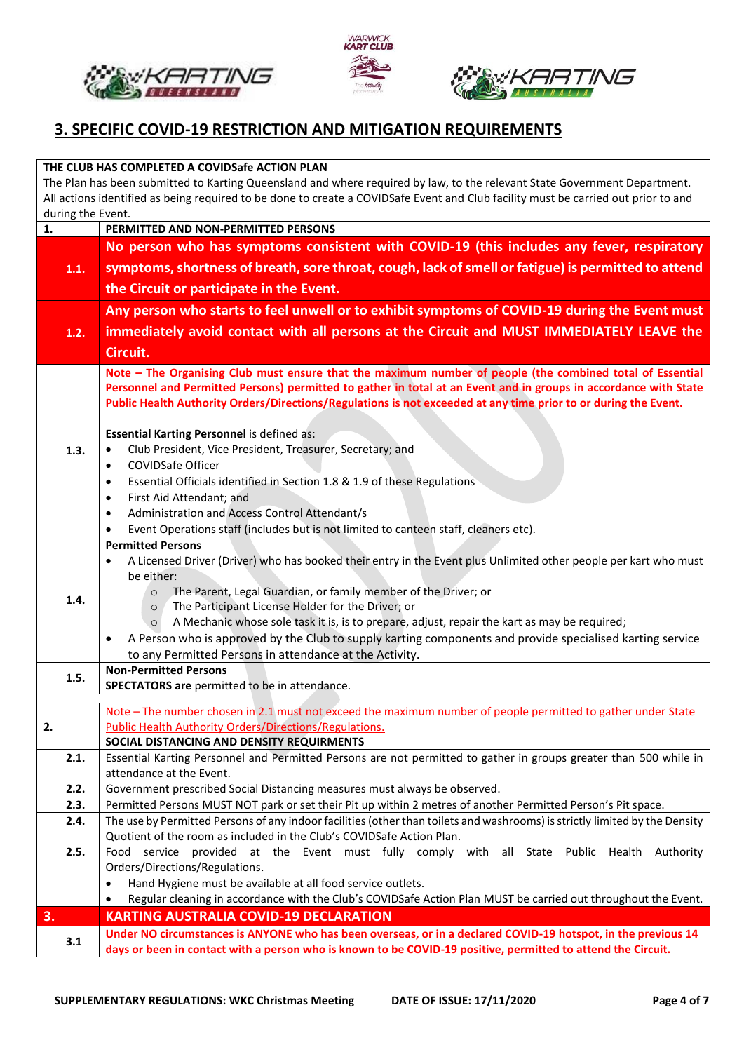## 3. SPECIFIC COVID-19 RESTRICTION AND MITIGATION REQUIREMENTS

**THE CLUB HAS COMPLETED A COVIDSafe ACTION PLAN**

The Plan has been submitted to Karting Queensland and where required by law, to the relevant State Government Department. All actions identified as being required to be done to create a COVIDSafe Event and Club facility must be carried out prior to and during the Event.

| | |
|---|---|
| **1.** | **PERMITTED AND NON-PERMITTED PERSONS** |
| **1.1.** | **No person who has symptoms consistent with COVID-19 (this includes any fever, respiratory symptoms, shortness of breath, sore throat, cough, lack of smell or fatigue) is permitted to attend the Circuit or participate in the Event.** |
| **1.2.** | **Any person who starts to feel unwell or to exhibit symptoms of COVID-19 during the Event must immediately avoid contact with all persons at the Circuit and MUST IMMEDIATELY LEAVE the Circuit.** |
| **1.3.** | **Note – The Organising Club must ensure that the maximum number of people (the combined total of Essential Personnel and Permitted Persons) permitted to gather in total at an Event and in groups in accordance with State Public Health Authority Orders/Directions/Regulations is not exceeded at any time prior to or during the Event.**<br><br>**Essential Karting Personnel** is defined as:<br>• Club President, Vice President, Treasurer, Secretary; and<br>• COVIDSafe Officer<br>• Essential Officials identified in Section 1.8 & 1.9 of these Regulations<br>• First Aid Attendant; and<br>• Administration and Access Control Attendant/s<br>• Event Operations staff (includes but is not limited to canteen staff, cleaners etc). |
| **1.4.** | **Permitted Persons**<br>• A Licensed Driver (Driver) who has booked their entry in the Event plus Unlimited other people per kart who must be either:<br>  ○ The Parent, Legal Guardian, or family member of the Driver; or<br>  ○ The Participant License Holder for the Driver; or<br>  ○ A Mechanic whose sole task it is, is to prepare, adjust, repair the kart as may be required;<br>• A Person who is approved by the Club to supply karting components and provide specialised karting service to any Permitted Persons in attendance at the Activity. |
| **1.5.** | **Non-Permitted Persons**<br>**SPECTATORS are** permitted to be in attendance. |
| | |
| **2.** | Note – The number chosen in 2.1 must not exceed the maximum number of people permitted to gather under State Public Health Authority Orders/Directions/Regulations.<br>**SOCIAL DISTANCING AND DENSITY REQUIRMENTS** |
| **2.1.** | Essential Karting Personnel and Permitted Persons are not permitted to gather in groups greater than 500 while in attendance at the Event. |
| **2.2.** | Government prescribed Social Distancing measures must always be observed. |
| **2.3.** | Permitted Persons MUST NOT park or set their Pit up within 2 metres of another Permitted Person's Pit space. |
| **2.4.** | The use by Permitted Persons of any indoor facilities (other than toilets and washrooms) is strictly limited by the Density Quotient of the room as included in the Club's COVIDSafe Action Plan. |
| **2.5.** | Food service provided at the Event must fully comply with all State Public Health Authority Orders/Directions/Regulations.<br>• Hand Hygiene must be available at all food service outlets.<br>• Regular cleaning in accordance with the Club's COVIDSafe Action Plan MUST be carried out throughout the Event. |
| **3.** | **KARTING AUSTRALIA COVID-19 DECLARATION** |
| **3.1** | **Under NO circumstances is ANYONE who has been overseas, or in a declared COVID-19 hotspot, in the previous 14 days or been in contact with a person who is known to be COVID-19 positive, permitted to attend the Circuit.** |

**SUPPLEMENTARY REGULATIONS: WKC Christmas Meeting DATE OF ISSUE: 17/11/2020**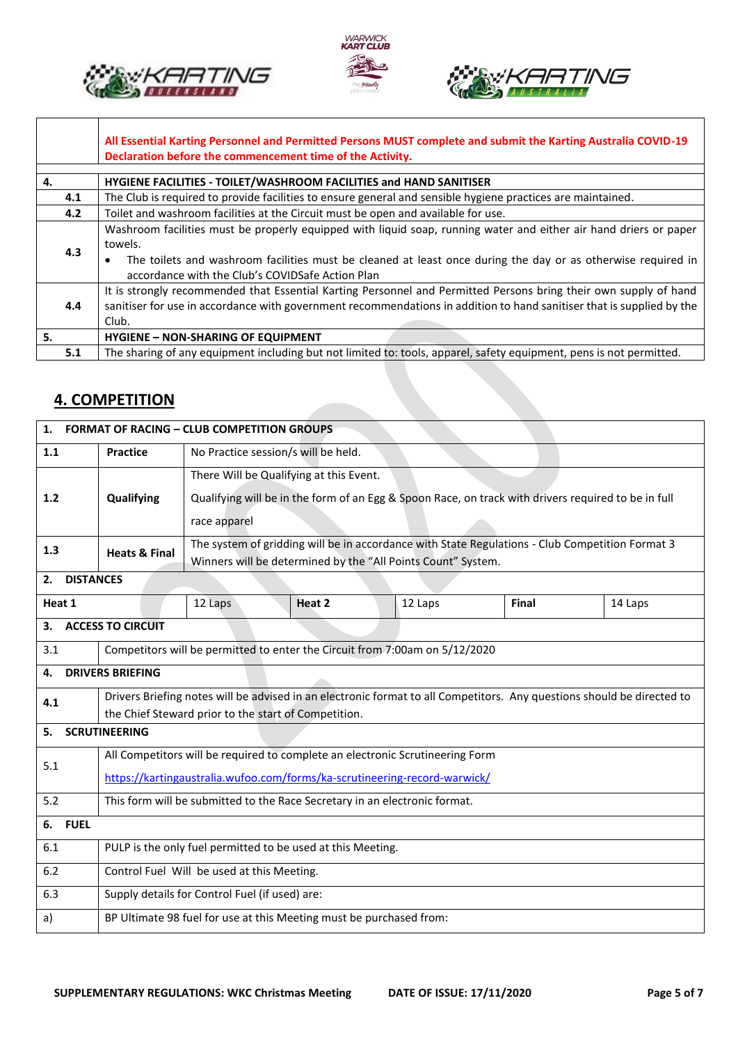| | |
|---|---|
| | **All Essential Karting Personnel and Permitted Persons MUST complete and submit the Karting Australia COVID-19 Declaration before the commencement time of the Activity.** |
| **4.** | **HYGIENE FACILITIES - TOILET/WASHROOM FACILITIES and HAND SANITISER** |
| **4.1** | The Club is required to provide facilities to ensure general and sensible hygiene practices are maintained. |
| **4.2** | Toilet and washroom facilities at the Circuit must be open and available for use. |
| **4.3** | Washroom facilities must be properly equipped with liquid soap, running water and either air hand driers or paper towels.<br>• The toilets and washroom facilities must be cleaned at least once during the day or as otherwise required in accordance with the Club's COVIDSafe Action Plan |
| **4.4** | It is strongly recommended that Essential Karting Personnel and Permitted Persons bring their own supply of hand sanitiser for use in accordance with government recommendations in addition to hand sanitiser that is supplied by the Club. |
| **5.** | **HYGIENE – NON-SHARING OF EQUIPMENT** |
| **5.1** | The sharing of any equipment including but not limited to: tools, apparel, safety equipment, pens is not permitted. |

## 4. COMPETITION

| | | |
|---|---|---|
| **1.** | **FORMAT OF RACING – CLUB COMPETITION GROUPS** | |
| **1.1** | **Practice** | No Practice session/s will be held. |
| **1.2** | **Qualifying** | There Will be Qualifying at this Event.<br>Qualifying will be in the form of an Egg & Spoon Race, on track with drivers required to be in full race apparel |
| **1.3** | **Heats & Final** | The system of gridding will be in accordance with State Regulations - Club Competition Format 3<br>Winners will be determined by the "All Points Count" System. |

| | | | | | |
|---|---|---|---|---|---|
| **2. DISTANCES** | | | | | |
| **Heat 1** | 12 Laps | **Heat 2** | 12 Laps | **Final** | 14 Laps |

| | |
|---|---|
| **3.** | **ACCESS TO CIRCUIT** |
| 3.1 | Competitors will be permitted to enter the Circuit from 7:00am on 5/12/2020 |
| **4.** | **DRIVERS BRIEFING** |
| 4.1 | Drivers Briefing notes will be advised in an electronic format to all Competitors. Any questions should be directed to the Chief Steward prior to the start of Competition. |
| **5.** | **SCRUTINEERING** |
| 5.1 | All Competitors will be required to complete an electronic Scrutineering Form<br>https://kartingaustralia.wufoo.com/forms/ka-scrutineering-record-warwick/ |
| 5.2 | This form will be submitted to the Race Secretary in an electronic format. |
| **6.** | **FUEL** |
| 6.1 | PULP is the only fuel permitted to be used at this Meeting. |
| 6.2 | Control Fuel Will be used at this Meeting. |
| 6.3 | Supply details for Control Fuel (if used) are: |
| a) | BP Ultimate 98 fuel for use at this Meeting must be purchased from: |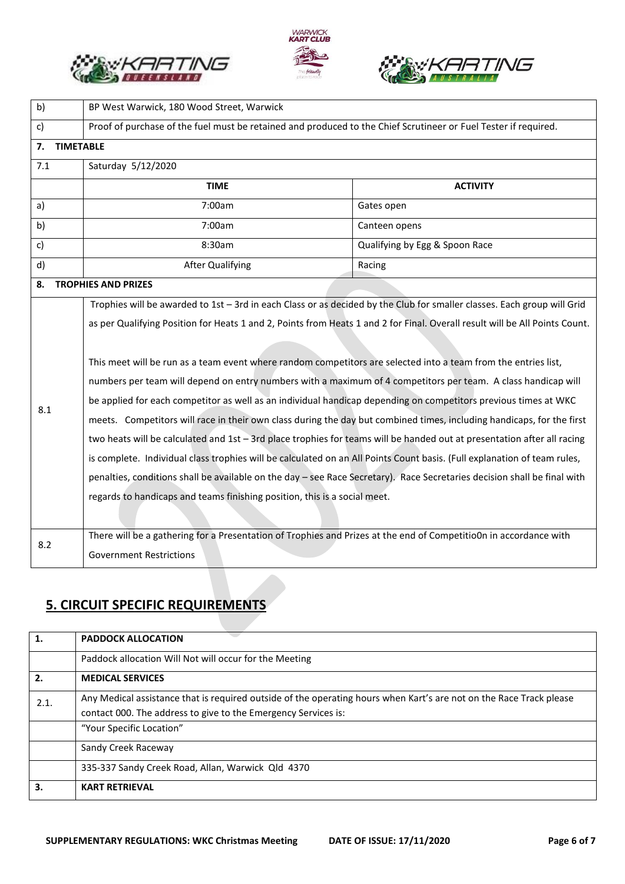| | |
|---|---|
| b) | BP West Warwick, 180 Wood Street, Warwick |
| c) | Proof of purchase of the fuel must be retained and produced to the Chief Scrutineer or Fuel Tester if required. |

| **7. TIMETABLE** | | |
|---|---|---|
| 7.1 | Saturday 5/12/2020 | |
| | **TIME** | **ACTIVITY** |
| a) | 7:00am | Gates open |
| b) | 7:00am | Canteen opens |
| c) | 8:30am | Qualifying by Egg & Spoon Race |
| d) | After Qualifying | Racing |

| **8. TROPHIES AND PRIZES** | |
|---|---|
| 8.1 | Trophies will be awarded to 1st – 3rd in each Class or as decided by the Club for smaller classes. Each group will Grid as per Qualifying Position for Heats 1 and 2, Points from Heats 1 and 2 for Final. Overall result will be All Points Count.<br><br>This meet will be run as a team event where random competitors are selected into a team from the entries list, numbers per team will depend on entry numbers with a maximum of 4 competitors per team. A class handicap will be applied for each competitor as well as an individual handicap depending on competitors previous times at WKC meets. Competitors will race in their own class during the day but combined times, including handicaps, for the first two heats will be calculated and 1st – 3rd place trophies for teams will be handed out at presentation after all racing is complete. Individual class trophies will be calculated on an All Points Count basis. (Full explanation of team rules, penalties, conditions shall be available on the day – see Race Secretary). Race Secretaries decision shall be final with regards to handicaps and teams finishing position, this is a social meet. |
| 8.2 | There will be a gathering for a Presentation of Trophies and Prizes at the end of Competitio0n in accordance with Government Restrictions |

## 5. CIRCUIT SPECIFIC REQUIREMENTS

| **1.** | **PADDOCK ALLOCATION** |
|---|---|
| | Paddock allocation Will Not will occur for the Meeting |
| **2.** | **MEDICAL SERVICES** |
| 2.1. | Any Medical assistance that is required outside of the operating hours when Kart's are not on the Race Track please contact 000. The address to give to the Emergency Services is: |
| | "Your Specific Location" |
| | Sandy Creek Raceway |
| | 335-337 Sandy Creek Road, Allan, Warwick Qld 4370 |
| **3.** | **KART RETRIEVAL** |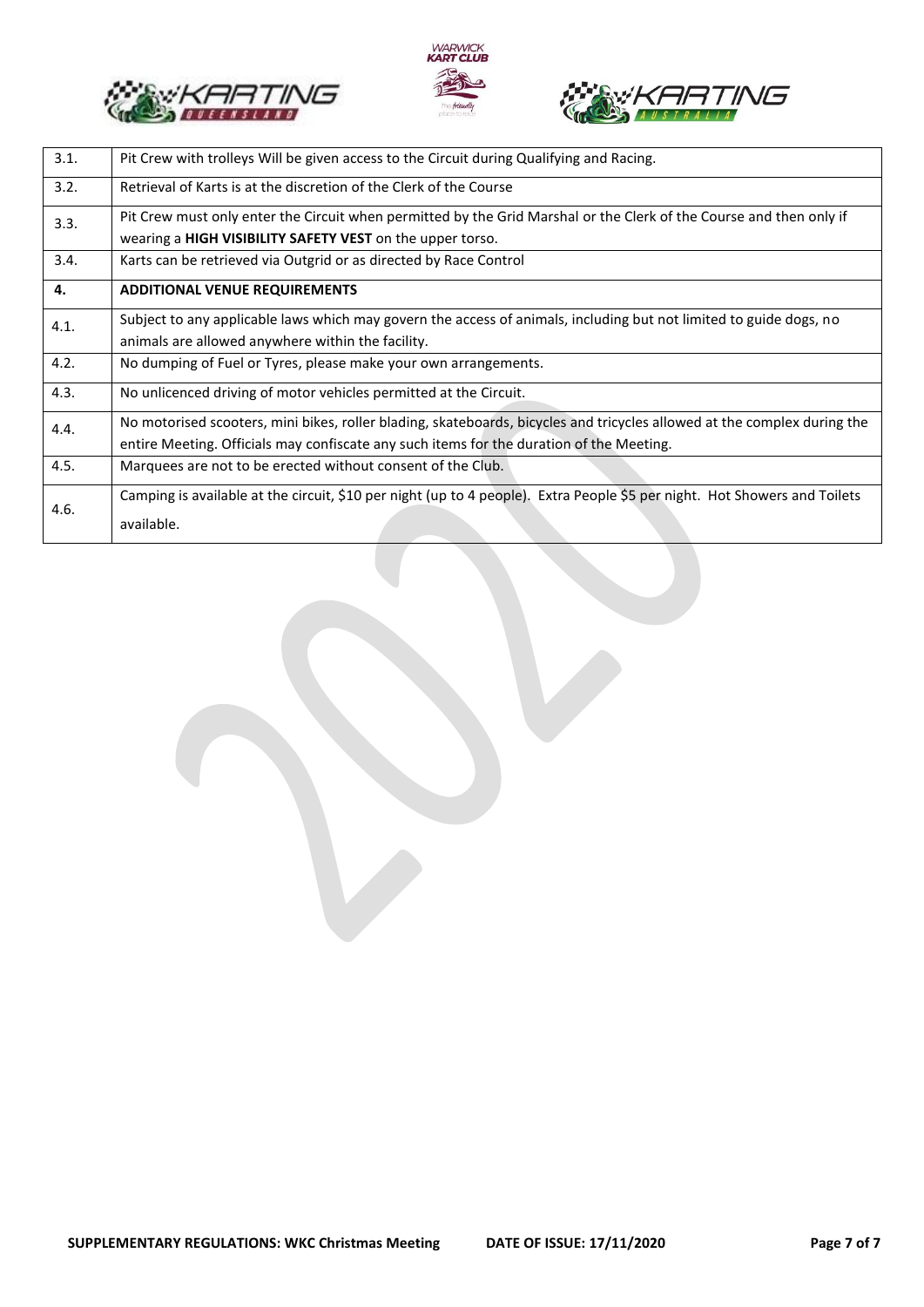| | |
|---|---|
| 3.1. | Pit Crew with trolleys Will be given access to the Circuit during Qualifying and Racing. |
| 3.2. | Retrieval of Karts is at the discretion of the Clerk of the Course |
| 3.3. | Pit Crew must only enter the Circuit when permitted by the Grid Marshal or the Clerk of the Course and then only if wearing a **HIGH VISIBILITY SAFETY VEST** on the upper torso. |
| 3.4. | Karts can be retrieved via Outgrid or as directed by Race Control |
| **4.** | **ADDITIONAL VENUE REQUIREMENTS** |
| 4.1. | Subject to any applicable laws which may govern the access of animals, including but not limited to guide dogs, no animals are allowed anywhere within the facility. |
| 4.2. | No dumping of Fuel or Tyres, please make your own arrangements. |
| 4.3. | No unlicenced driving of motor vehicles permitted at the Circuit. |
| 4.4. | No motorised scooters, mini bikes, roller blading, skateboards, bicycles and tricycles allowed at the complex during the entire Meeting. Officials may confiscate any such items for the duration of the Meeting. |
| 4.5. | Marquees are not to be erected without consent of the Club. |
| 4.6. | Camping is available at the circuit, $10 per night (up to 4 people). Extra People $5 per night. Hot Showers and Toilets available. |